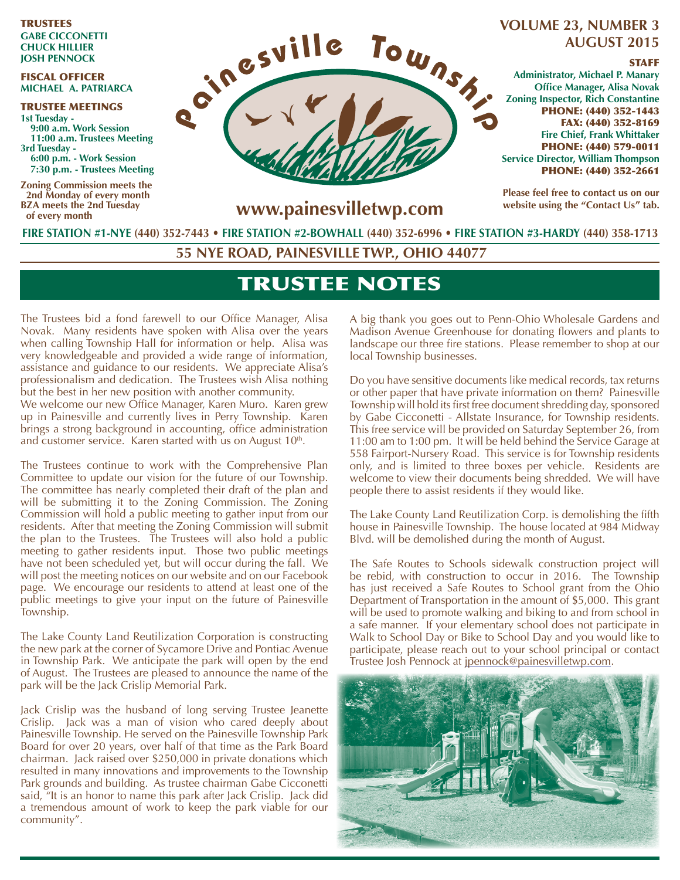**TRUSTEES**
**GABE CICCONETTI**
**CHUCK HILLIER**
**JOSH PENNOCK**

**FISCAL OFFICER**
**MICHAEL A. PATRIARCA**

**TRUSTEE MEETINGS**
**1st Tuesday -**
**9:00 a.m. Work Session**
**11:00 a.m. Trustees Meeting**
**3rd Tuesday -**
**6:00 p.m. - Work Session**
**7:30 p.m. - Trustees Meeting**

**Zoning Commission meets the 2nd Monday of every month**
**BZA meets the 2nd Tuesday of every month**

# Painesville Township

**www.painesvilletwp.com**

**VOLUME 23, NUMBER 3**
**AUGUST 2015**

**STAFF**
**Administrator, Michael P. Manary**
**Office Manager, Alisa Novak**
**Zoning Inspector, Rich Constantine**
**PHONE: (440) 352-1443**
**FAX: (440) 352-8169**
**Fire Chief, Frank Whittaker**
**PHONE: (440) 579-0011**
**Service Director, William Thompson**
**PHONE: (440) 352-2661**

**Please feel free to contact us on our website using the "Contact Us" tab.**

**FIRE STATION #1-NYE (440) 352-7443 • FIRE STATION #2-BOWHALL (440) 352-6996 • FIRE STATION #3-HARDY (440) 358-1713**

**55 NYE ROAD, PAINESVILLE TWP., OHIO 44077**

## TRUSTEE NOTES

The Trustees bid a fond farewell to our Office Manager, Alisa Novak. Many residents have spoken with Alisa over the years when calling Township Hall for information or help. Alisa was very knowledgeable and provided a wide range of information, assistance and guidance to our residents. We appreciate Alisa's professionalism and dedication. The Trustees wish Alisa nothing but the best in her new position with another community.

We welcome our new Office Manager, Karen Muro. Karen grew up in Painesville and currently lives in Perry Township. Karen brings a strong background in accounting, office administration and customer service. Karen started with us on August 10th.

The Trustees continue to work with the Comprehensive Plan Committee to update our vision for the future of our Township. The committee has nearly completed their draft of the plan and will be submitting it to the Zoning Commission. The Zoning Commission will hold a public meeting to gather input from our residents. After that meeting the Zoning Commission will submit the plan to the Trustees. The Trustees will also hold a public meeting to gather residents input. Those two public meetings have not been scheduled yet, but will occur during the fall. We will post the meeting notices on our website and on our Facebook page. We encourage our residents to attend at least one of the public meetings to give your input on the future of Painesville Township.

The Lake County Land Reutilization Corporation is constructing the new park at the corner of Sycamore Drive and Pontiac Avenue in Township Park. We anticipate the park will open by the end of August. The Trustees are pleased to announce the name of the park will be the Jack Crislip Memorial Park.

Jack Crislip was the husband of long serving Trustee Jeanette Crislip. Jack was a man of vision who cared deeply about Painesville Township. He served on the Painesville Township Park Board for over 20 years, over half of that time as the Park Board chairman. Jack raised over $250,000 in private donations which resulted in many innovations and improvements to the Township Park grounds and building. As trustee chairman Gabe Cicconetti said, "It is an honor to name this park after Jack Crislip. Jack did a tremendous amount of work to keep the park viable for our community".

A big thank you goes out to Penn-Ohio Wholesale Gardens and Madison Avenue Greenhouse for donating flowers and plants to landscape our three fire stations. Please remember to shop at our local Township businesses.

Do you have sensitive documents like medical records, tax returns or other paper that have private information on them? Painesville Township will hold its first free document shredding day, sponsored by Gabe Cicconetti - Allstate Insurance, for Township residents. This free service will be provided on Saturday September 26, from 11:00 am to 1:00 pm. It will be held behind the Service Garage at 558 Fairport-Nursery Road. This service is for Township residents only, and is limited to three boxes per vehicle. Residents are welcome to view their documents being shredded. We will have people there to assist residents if they would like.

The Lake County Land Reutilization Corp. is demolishing the fifth house in Painesville Township. The house located at 984 Midway Blvd. will be demolished during the month of August.

The Safe Routes to Schools sidewalk construction project will be rebid, with construction to occur in 2016. The Township has just received a Safe Routes to School grant from the Ohio Department of Transportation in the amount of $5,000. This grant will be used to promote walking and biking to and from school in a safe manner. If your elementary school does not participate in Walk to School Day or Bike to School Day and you would like to participate, please reach out to your school principal or contact Trustee Josh Pennock at jpennock@painesvilletwp.com.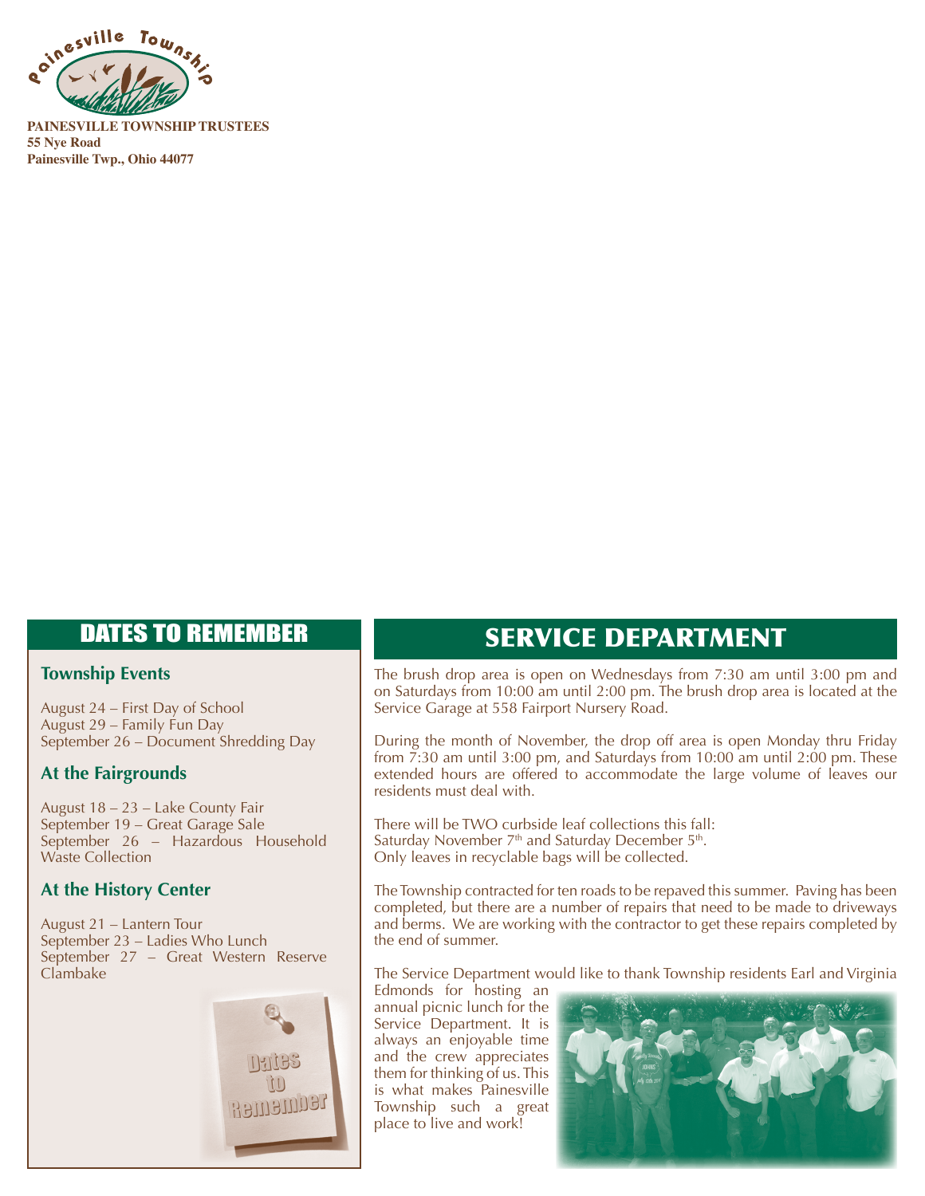**PAINESVILLE TOWNSHIP TRUSTEES**
**55 Nye Road**
**Painesville Twp., Ohio 44077**

## DATES TO REMEMBER

### Township Events

August 24 – First Day of School
August 29 – Family Fun Day
September 26 – Document Shredding Day

### At the Fairgrounds

August 18 – 23 – Lake County Fair
September 19 – Great Garage Sale
September 26 – Hazardous Household Waste Collection

### At the History Center

August 21 – Lantern Tour
September 23 – Ladies Who Lunch
September 27 – Great Western Reserve Clambake

## SERVICE DEPARTMENT

The brush drop area is open on Wednesdays from 7:30 am until 3:00 pm and on Saturdays from 10:00 am until 2:00 pm. The brush drop area is located at the Service Garage at 558 Fairport Nursery Road.

During the month of November, the drop off area is open Monday thru Friday from 7:30 am until 3:00 pm, and Saturdays from 10:00 am until 2:00 pm. These extended hours are offered to accommodate the large volume of leaves our residents must deal with.

There will be TWO curbside leaf collections this fall:
Saturday November 7th and Saturday December 5th.
Only leaves in recyclable bags will be collected.

The Township contracted for ten roads to be repaved this summer. Paving has been completed, but there are a number of repairs that need to be made to driveways and berms. We are working with the contractor to get these repairs completed by the end of summer.

The Service Department would like to thank Township residents Earl and Virginia Edmonds for hosting an annual picnic lunch for the Service Department. It is always an enjoyable time and the crew appreciates them for thinking of us. This is what makes Painesville Township such a great place to live and work!